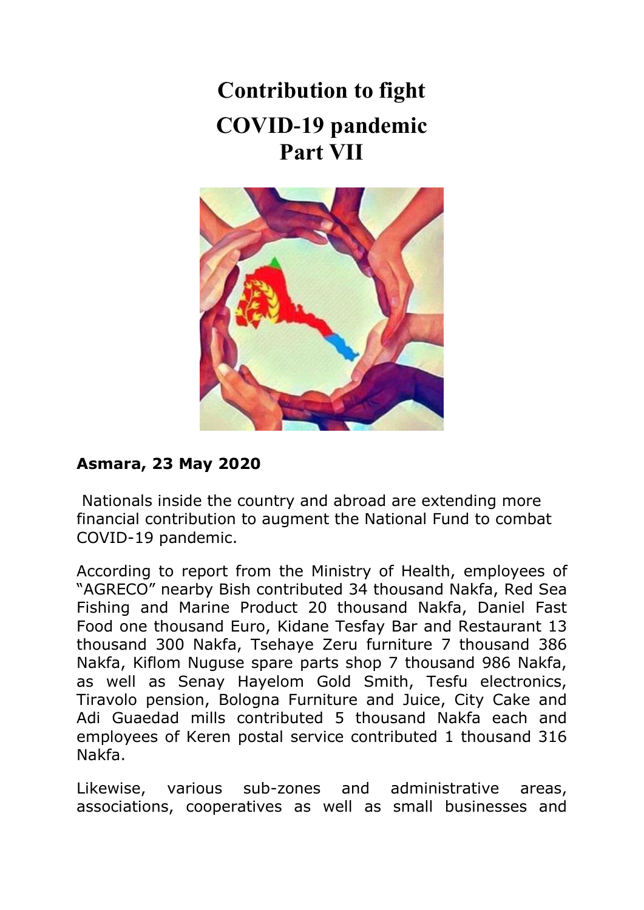# Contribution to fight COVID-19 pandemic Part VII

**Asmara, 23 May 2020**

Nationals inside the country and abroad are extending more financial contribution to augment the National Fund to combat COVID-19 pandemic.

According to report from the Ministry of Health, employees of "AGRECO" nearby Bish contributed 34 thousand Nakfa, Red Sea Fishing and Marine Product 20 thousand Nakfa, Daniel Fast Food one thousand Euro, Kidane Tesfay Bar and Restaurant 13 thousand 300 Nakfa, Tsehaye Zeru furniture 7 thousand 386 Nakfa, Kiflom Nuguse spare parts shop 7 thousand 986 Nakfa, as well as Senay Hayelom Gold Smith, Tesfu electronics, Tiravolo pension, Bologna Furniture and Juice, City Cake and Adi Guaedad mills contributed 5 thousand Nakfa each and employees of Keren postal service contributed 1 thousand 316 Nakfa.

Likewise, various sub-zones and administrative areas, associations, cooperatives as well as small businesses and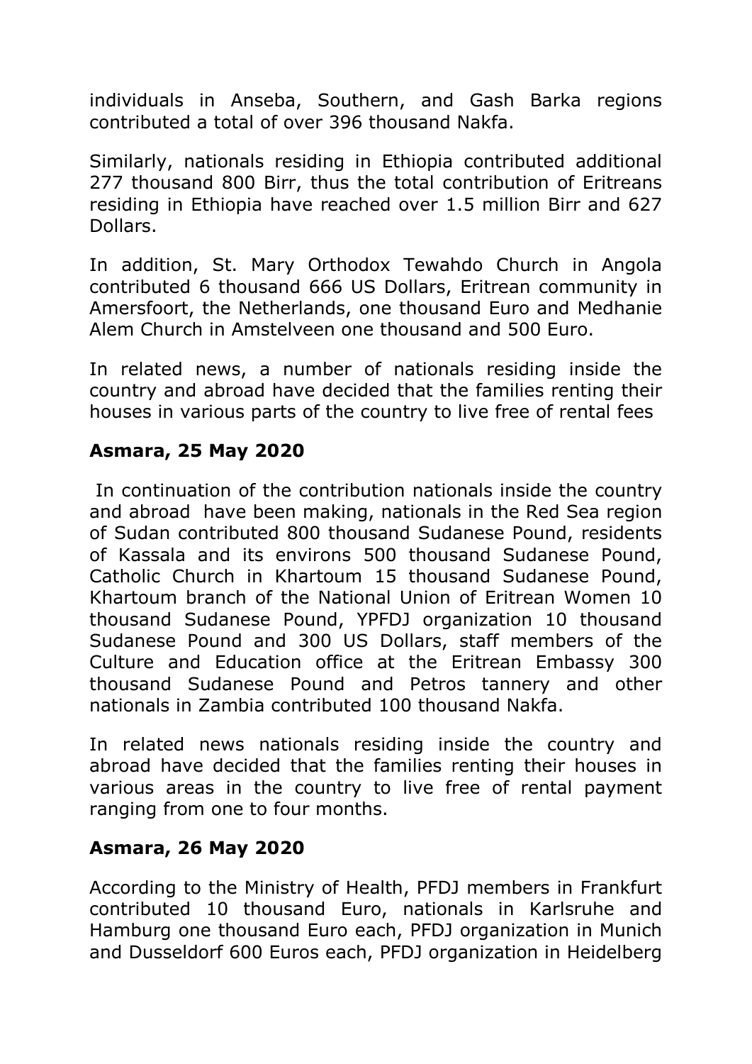individuals in Anseba, Southern, and Gash Barka regions contributed a total of over 396 thousand Nakfa.

Similarly, nationals residing in Ethiopia contributed additional 277 thousand 800 Birr, thus the total contribution of Eritreans residing in Ethiopia have reached over 1.5 million Birr and 627 Dollars.

In addition, St. Mary Orthodox Tewahdo Church in Angola contributed 6 thousand 666 US Dollars, Eritrean community in Amersfoort, the Netherlands, one thousand Euro and Medhanie Alem Church in Amstelveen one thousand and 500 Euro.

In related news, a number of nationals residing inside the country and abroad have decided that the families renting their houses in various parts of the country to live free of rental fees

**Asmara, 25 May 2020**

In continuation of the contribution nationals inside the country and abroad have been making, nationals in the Red Sea region of Sudan contributed 800 thousand Sudanese Pound, residents of Kassala and its environs 500 thousand Sudanese Pound, Catholic Church in Khartoum 15 thousand Sudanese Pound, Khartoum branch of the National Union of Eritrean Women 10 thousand Sudanese Pound, YPFDJ organization 10 thousand Sudanese Pound and 300 US Dollars, staff members of the Culture and Education office at the Eritrean Embassy 300 thousand Sudanese Pound and Petros tannery and other nationals in Zambia contributed 100 thousand Nakfa.

In related news nationals residing inside the country and abroad have decided that the families renting their houses in various areas in the country to live free of rental payment ranging from one to four months.

**Asmara, 26 May 2020**

According to the Ministry of Health, PFDJ members in Frankfurt contributed 10 thousand Euro, nationals in Karlsruhe and Hamburg one thousand Euro each, PFDJ organization in Munich and Dusseldorf 600 Euros each, PFDJ organization in Heidelberg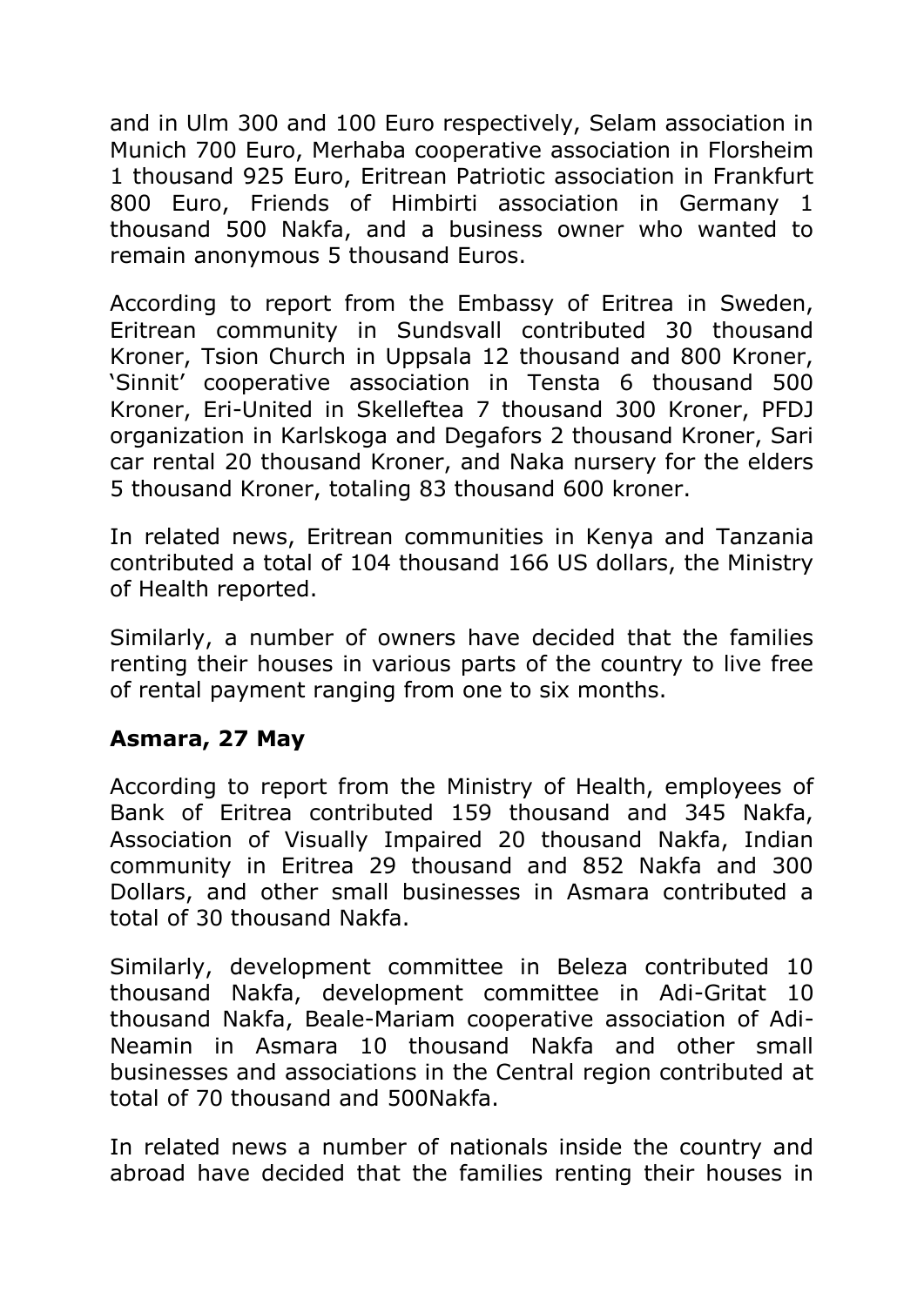and in Ulm 300 and 100 Euro respectively, Selam association in Munich 700 Euro, Merhaba cooperative association in Florsheim 1 thousand 925 Euro, Eritrean Patriotic association in Frankfurt 800 Euro, Friends of Himbirti association in Germany 1 thousand 500 Nakfa, and a business owner who wanted to remain anonymous 5 thousand Euros.

According to report from the Embassy of Eritrea in Sweden, Eritrean community in Sundsvall contributed 30 thousand Kroner, Tsion Church in Uppsala 12 thousand and 800 Kroner, 'Sinnit' cooperative association in Tensta 6 thousand 500 Kroner, Eri-United in Skelleftea 7 thousand 300 Kroner, PFDJ organization in Karlskoga and Degafors 2 thousand Kroner, Sari car rental 20 thousand Kroner, and Naka nursery for the elders 5 thousand Kroner, totaling 83 thousand 600 kroner.

In related news, Eritrean communities in Kenya and Tanzania contributed a total of 104 thousand 166 US dollars, the Ministry of Health reported.

Similarly, a number of owners have decided that the families renting their houses in various parts of the country to live free of rental payment ranging from one to six months.

**Asmara, 27 May**

According to report from the Ministry of Health, employees of Bank of Eritrea contributed 159 thousand and 345 Nakfa, Association of Visually Impaired 20 thousand Nakfa, Indian community in Eritrea 29 thousand and 852 Nakfa and 300 Dollars, and other small businesses in Asmara contributed a total of 30 thousand Nakfa.

Similarly, development committee in Beleza contributed 10 thousand Nakfa, development committee in Adi-Gritat 10 thousand Nakfa, Beale-Mariam cooperative association of Adi-Neamin in Asmara 10 thousand Nakfa and other small businesses and associations in the Central region contributed at total of 70 thousand and 500Nakfa.

In related news a number of nationals inside the country and abroad have decided that the families renting their houses in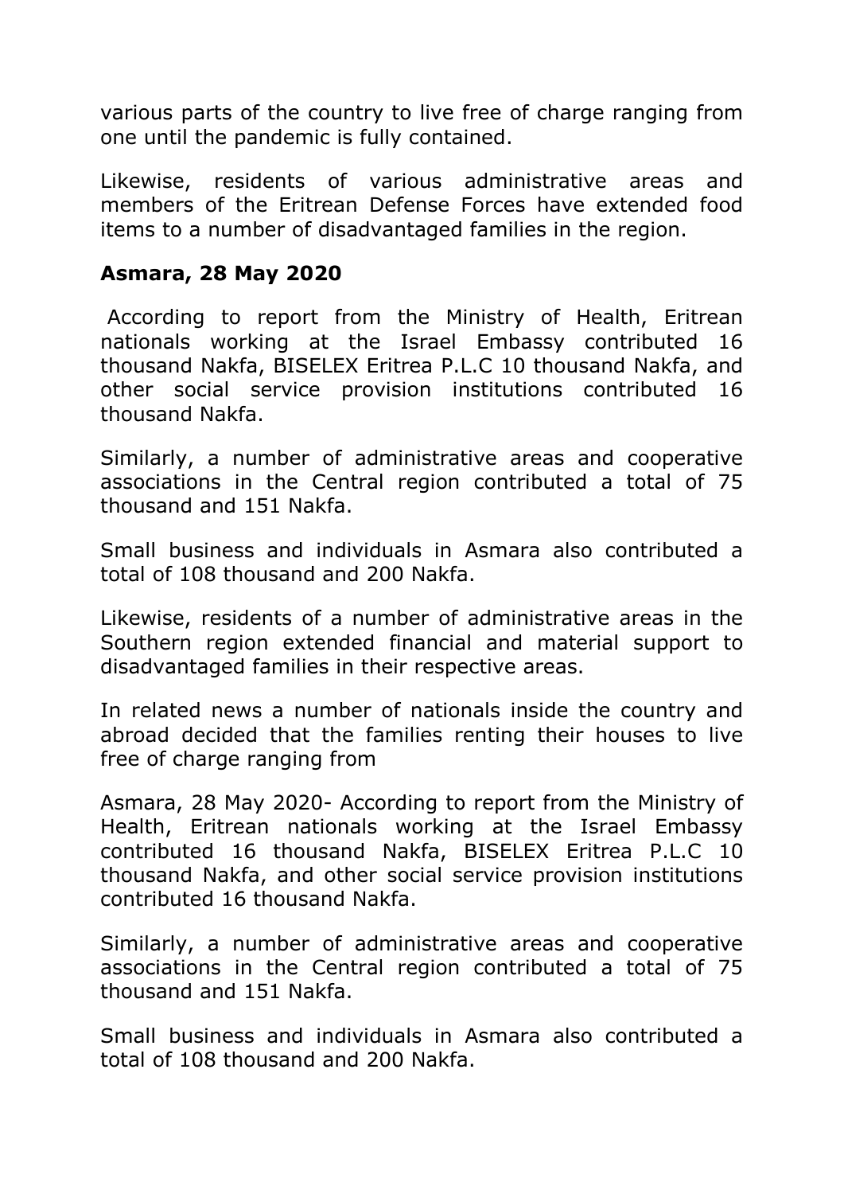various parts of the country to live free of charge ranging from one until the pandemic is fully contained.

Likewise, residents of various administrative areas and members of the Eritrean Defense Forces have extended food items to a number of disadvantaged families in the region.

**Asmara, 28 May 2020**

According to report from the Ministry of Health, Eritrean nationals working at the Israel Embassy contributed 16 thousand Nakfa, BISELEX Eritrea P.L.C 10 thousand Nakfa, and other social service provision institutions contributed 16 thousand Nakfa.

Similarly, a number of administrative areas and cooperative associations in the Central region contributed a total of 75 thousand and 151 Nakfa.

Small business and individuals in Asmara also contributed a total of 108 thousand and 200 Nakfa.

Likewise, residents of a number of administrative areas in the Southern region extended financial and material support to disadvantaged families in their respective areas.

In related news a number of nationals inside the country and abroad decided that the families renting their houses to live free of charge ranging from

Asmara, 28 May 2020- According to report from the Ministry of Health, Eritrean nationals working at the Israel Embassy contributed 16 thousand Nakfa, BISELEX Eritrea P.L.C 10 thousand Nakfa, and other social service provision institutions contributed 16 thousand Nakfa.

Similarly, a number of administrative areas and cooperative associations in the Central region contributed a total of 75 thousand and 151 Nakfa.

Small business and individuals in Asmara also contributed a total of 108 thousand and 200 Nakfa.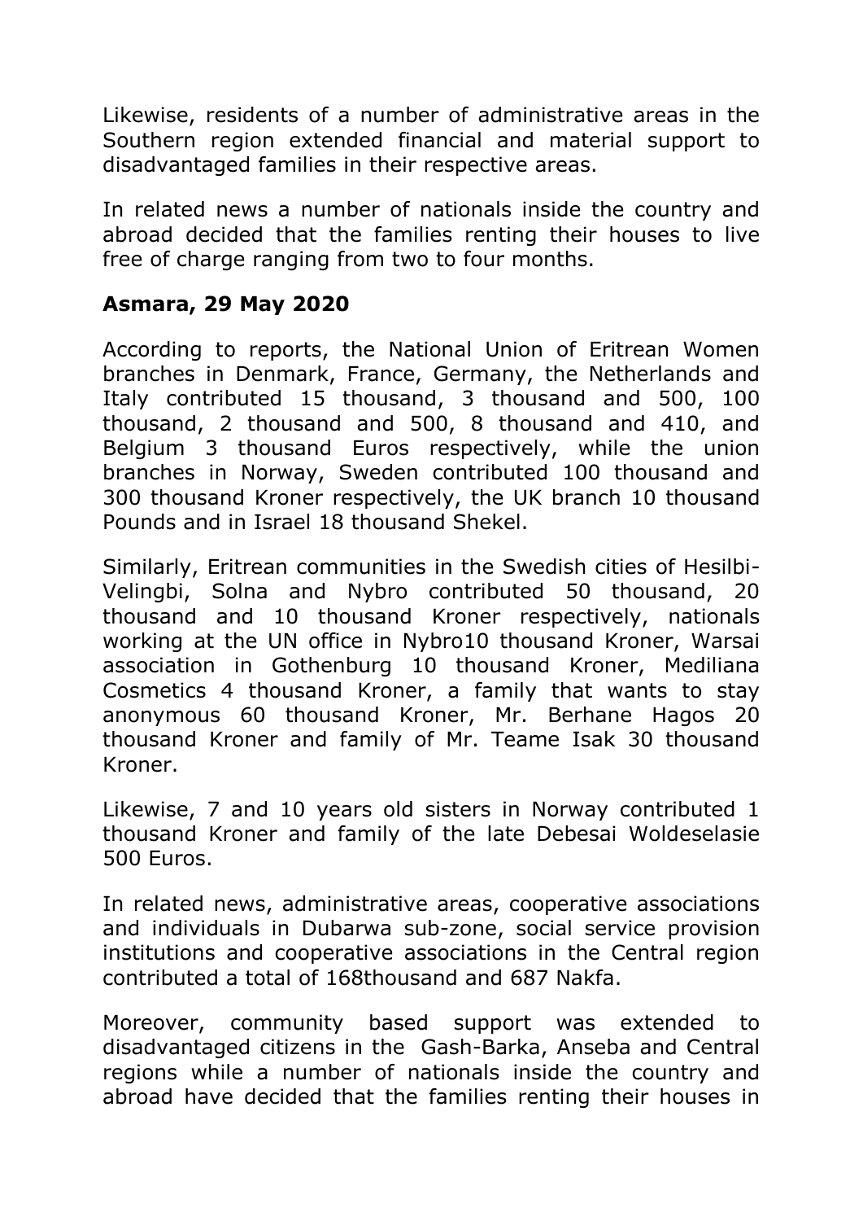Likewise, residents of a number of administrative areas in the Southern region extended financial and material support to disadvantaged families in their respective areas.

In related news a number of nationals inside the country and abroad decided that the families renting their houses to live free of charge ranging from two to four months.

**Asmara, 29 May 2020**

According to reports, the National Union of Eritrean Women branches in Denmark, France, Germany, the Netherlands and Italy contributed 15 thousand, 3 thousand and 500, 100 thousand, 2 thousand and 500, 8 thousand and 410, and Belgium 3 thousand Euros respectively, while the union branches in Norway, Sweden contributed 100 thousand and 300 thousand Kroner respectively, the UK branch 10 thousand Pounds and in Israel 18 thousand Shekel.

Similarly, Eritrean communities in the Swedish cities of Hesilbi-Velingbi, Solna and Nybro contributed 50 thousand, 20 thousand and 10 thousand Kroner respectively, nationals working at the UN office in Nybro10 thousand Kroner, Warsai association in Gothenburg 10 thousand Kroner, Mediliana Cosmetics 4 thousand Kroner, a family that wants to stay anonymous 60 thousand Kroner, Mr. Berhane Hagos 20 thousand Kroner and family of Mr. Teame Isak 30 thousand Kroner.

Likewise, 7 and 10 years old sisters in Norway contributed 1 thousand Kroner and family of the late Debesai Woldeselasie 500 Euros.

In related news, administrative areas, cooperative associations and individuals in Dubarwa sub-zone, social service provision institutions and cooperative associations in the Central region contributed a total of 168thousand and 687 Nakfa.

Moreover, community based support was extended to disadvantaged citizens in the Gash-Barka, Anseba and Central regions while a number of nationals inside the country and abroad have decided that the families renting their houses in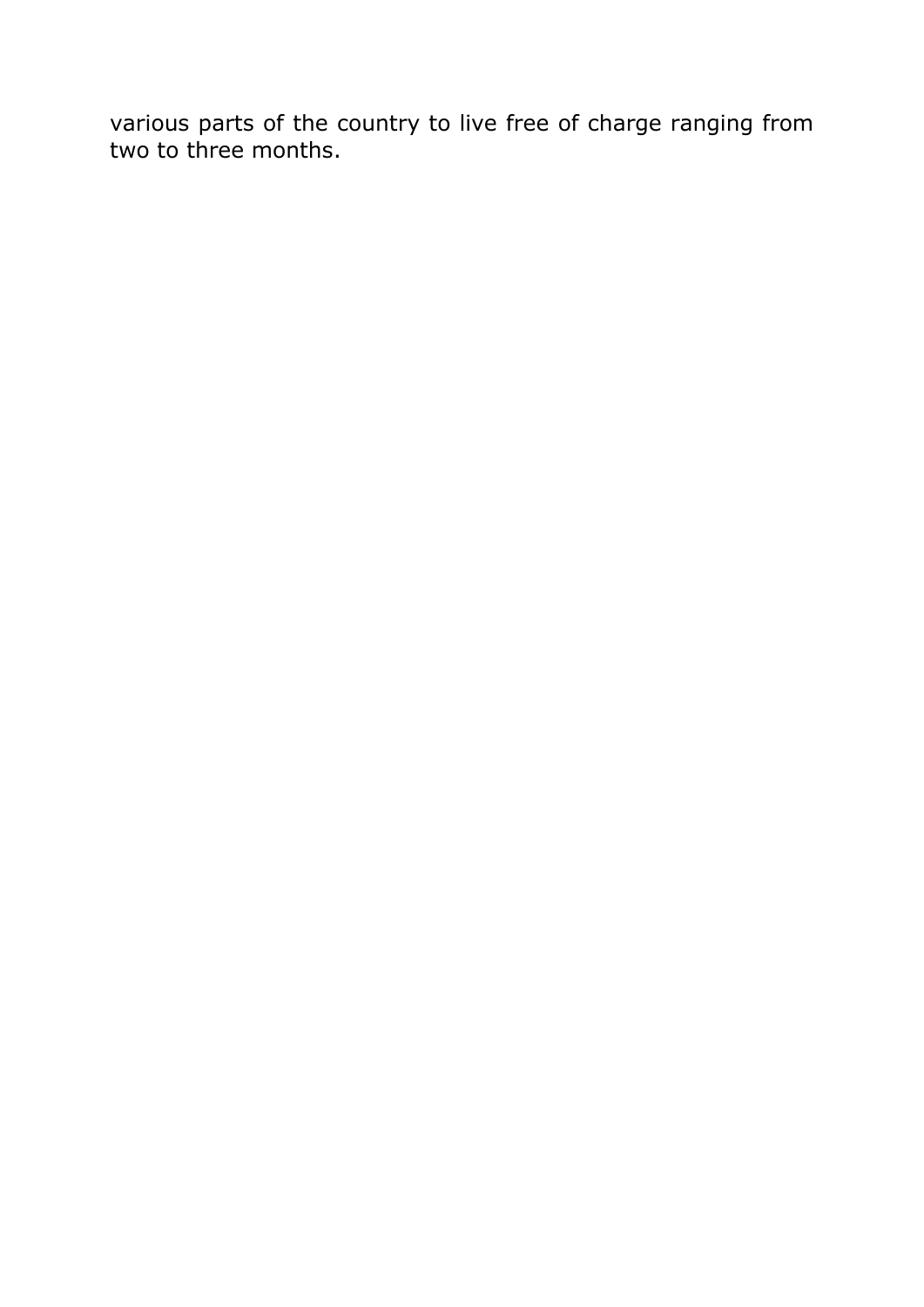various parts of the country to live free of charge ranging from two to three months.